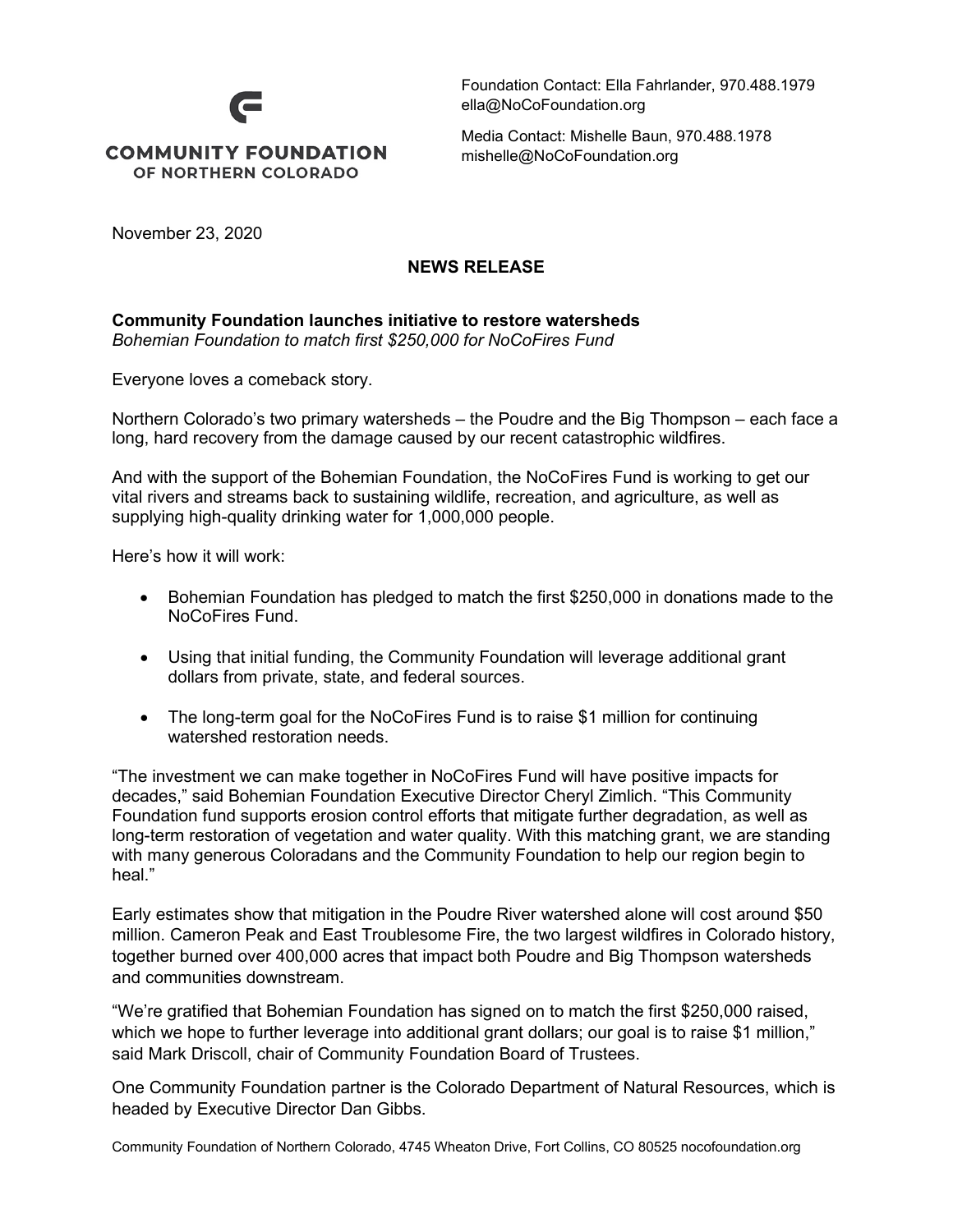COMMUNITY FOUNDATION OF NORTHERN COLORADO

Foundation Contact: Ella Fahrlander, 970.488.1979
ella@NoCoFoundation.org

Media Contact: Mishelle Baun, 970.488.1978
mishelle@NoCoFoundation.org

November 23, 2020

**NEWS RELEASE**

**Community Foundation launches initiative to restore watersheds**
*Bohemian Foundation to match first $250,000 for NoCoFires Fund*

Everyone loves a comeback story.

Northern Colorado's two primary watersheds – the Poudre and the Big Thompson – each face a long, hard recovery from the damage caused by our recent catastrophic wildfires.

And with the support of the Bohemian Foundation, the NoCoFires Fund is working to get our vital rivers and streams back to sustaining wildlife, recreation, and agriculture, as well as supplying high-quality drinking water for 1,000,000 people.

Here's how it will work:

- Bohemian Foundation has pledged to match the first $250,000 in donations made to the NoCoFires Fund.
- Using that initial funding, the Community Foundation will leverage additional grant dollars from private, state, and federal sources.
- The long-term goal for the NoCoFires Fund is to raise $1 million for continuing watershed restoration needs.

"The investment we can make together in NoCoFires Fund will have positive impacts for decades," said Bohemian Foundation Executive Director Cheryl Zimlich. "This Community Foundation fund supports erosion control efforts that mitigate further degradation, as well as long-term restoration of vegetation and water quality. With this matching grant, we are standing with many generous Coloradans and the Community Foundation to help our region begin to heal."

Early estimates show that mitigation in the Poudre River watershed alone will cost around $50 million. Cameron Peak and East Troublesome Fire, the two largest wildfires in Colorado history, together burned over 400,000 acres that impact both Poudre and Big Thompson watersheds and communities downstream.

"We're gratified that Bohemian Foundation has signed on to match the first $250,000 raised, which we hope to further leverage into additional grant dollars; our goal is to raise $1 million," said Mark Driscoll, chair of Community Foundation Board of Trustees.

One Community Foundation partner is the Colorado Department of Natural Resources, which is headed by Executive Director Dan Gibbs.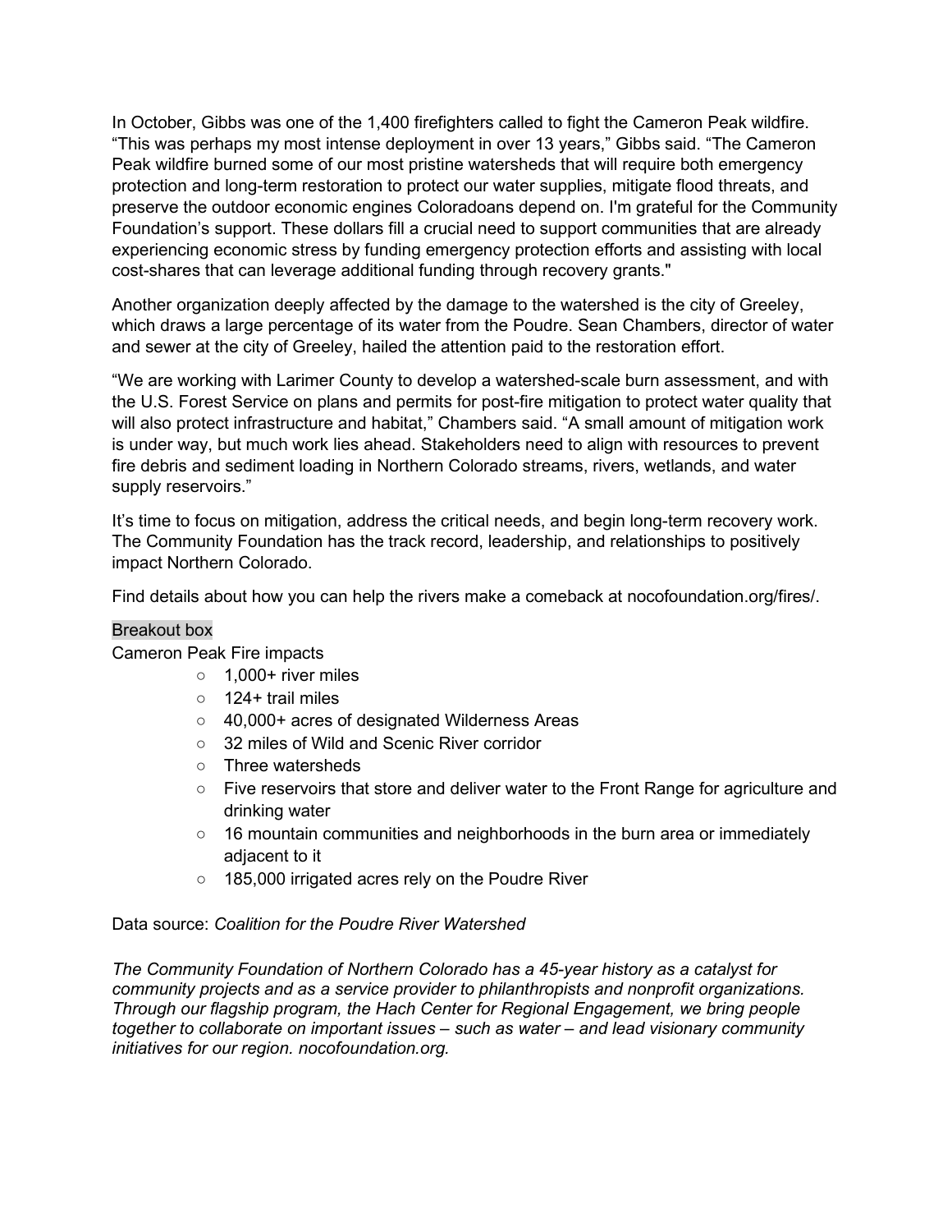In October, Gibbs was one of the 1,400 firefighters called to fight the Cameron Peak wildfire. "This was perhaps my most intense deployment in over 13 years," Gibbs said. "The Cameron Peak wildfire burned some of our most pristine watersheds that will require both emergency protection and long-term restoration to protect our water supplies, mitigate flood threats, and preserve the outdoor economic engines Coloradoans depend on. I'm grateful for the Community Foundation's support. These dollars fill a crucial need to support communities that are already experiencing economic stress by funding emergency protection efforts and assisting with local cost-shares that can leverage additional funding through recovery grants."

Another organization deeply affected by the damage to the watershed is the city of Greeley, which draws a large percentage of its water from the Poudre. Sean Chambers, director of water and sewer at the city of Greeley, hailed the attention paid to the restoration effort.

"We are working with Larimer County to develop a watershed-scale burn assessment, and with the U.S. Forest Service on plans and permits for post-fire mitigation to protect water quality that will also protect infrastructure and habitat," Chambers said. "A small amount of mitigation work is under way, but much work lies ahead. Stakeholders need to align with resources to prevent fire debris and sediment loading in Northern Colorado streams, rivers, wetlands, and water supply reservoirs."

It's time to focus on mitigation, address the critical needs, and begin long-term recovery work. The Community Foundation has the track record, leadership, and relationships to positively impact Northern Colorado.

Find details about how you can help the rivers make a comeback at nocofoundation.org/fires/.

Breakout box

Cameron Peak Fire impacts

- 1,000+ river miles
- 124+ trail miles
- 40,000+ acres of designated Wilderness Areas
- 32 miles of Wild and Scenic River corridor
- Three watersheds
- Five reservoirs that store and deliver water to the Front Range for agriculture and drinking water
- 16 mountain communities and neighborhoods in the burn area or immediately adjacent to it
- 185,000 irrigated acres rely on the Poudre River

Data source: *Coalition for the Poudre River Watershed*

*The Community Foundation of Northern Colorado has a 45-year history as a catalyst for community projects and as a service provider to philanthropists and nonprofit organizations. Through our flagship program, the Hach Center for Regional Engagement, we bring people together to collaborate on important issues – such as water – and lead visionary community initiatives for our region. nocofoundation.org.*